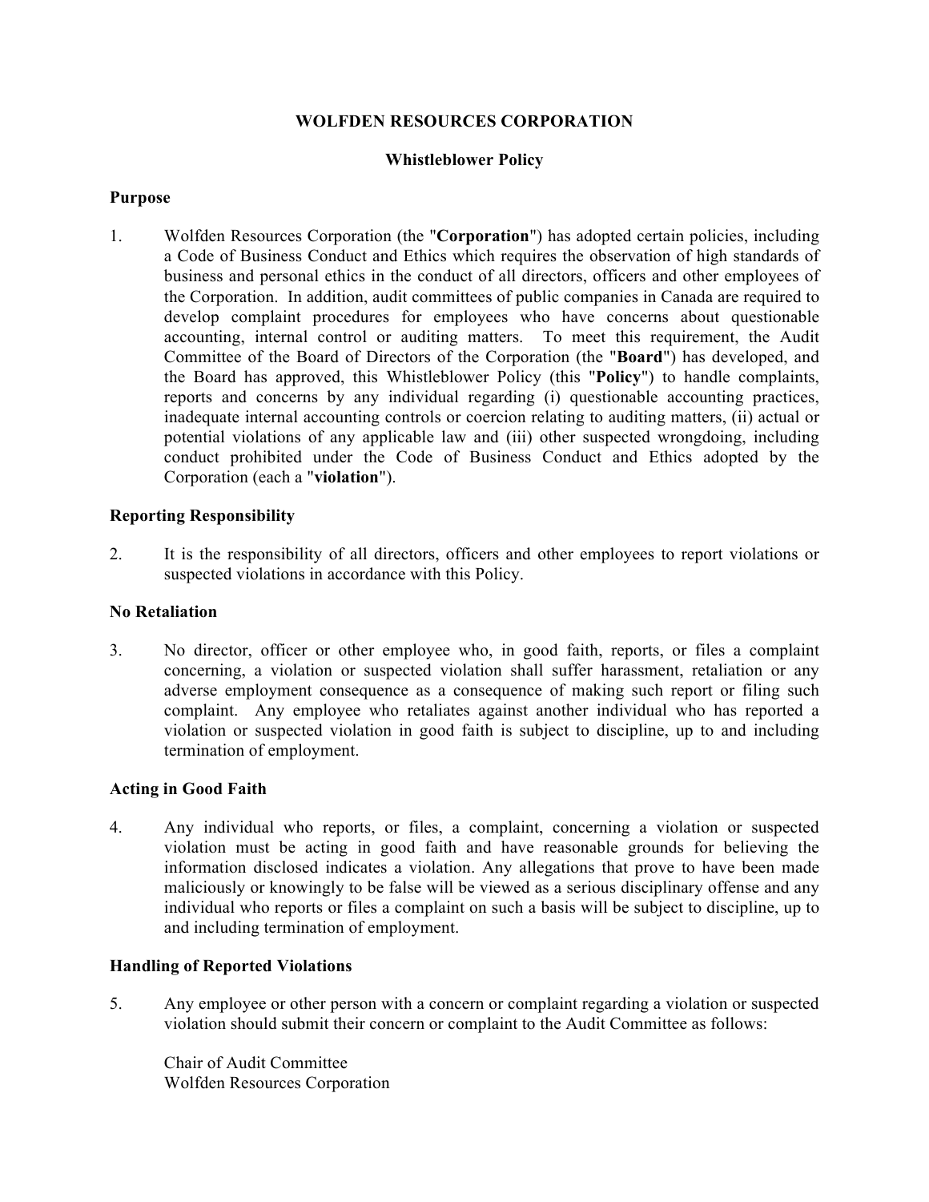# WOLFDEN RESOURCES CORPORATION

## Whistleblower Policy

### Purpose

1. Wolfden Resources Corporation (the "**Corporation**") has adopted certain policies, including a Code of Business Conduct and Ethics which requires the observation of high standards of business and personal ethics in the conduct of all directors, officers and other employees of the Corporation. In addition, audit committees of public companies in Canada are required to develop complaint procedures for employees who have concerns about questionable accounting, internal control or auditing matters. To meet this requirement, the Audit Committee of the Board of Directors of the Corporation (the "**Board**") has developed, and the Board has approved, this Whistleblower Policy (this "**Policy**") to handle complaints, reports and concerns by any individual regarding (i) questionable accounting practices, inadequate internal accounting controls or coercion relating to auditing matters, (ii) actual or potential violations of any applicable law and (iii) other suspected wrongdoing, including conduct prohibited under the Code of Business Conduct and Ethics adopted by the Corporation (each a "**violation**").

### Reporting Responsibility

2. It is the responsibility of all directors, officers and other employees to report violations or suspected violations in accordance with this Policy.

### No Retaliation

3. No director, officer or other employee who, in good faith, reports, or files a complaint concerning, a violation or suspected violation shall suffer harassment, retaliation or any adverse employment consequence as a consequence of making such report or filing such complaint. Any employee who retaliates against another individual who has reported a violation or suspected violation in good faith is subject to discipline, up to and including termination of employment.

### Acting in Good Faith

4. Any individual who reports, or files, a complaint, concerning a violation or suspected violation must be acting in good faith and have reasonable grounds for believing the information disclosed indicates a violation. Any allegations that prove to have been made maliciously or knowingly to be false will be viewed as a serious disciplinary offense and any individual who reports or files a complaint on such a basis will be subject to discipline, up to and including termination of employment.

### Handling of Reported Violations

5. Any employee or other person with a concern or complaint regarding a violation or suspected violation should submit their concern or complaint to the Audit Committee as follows:

   Chair of Audit Committee
   Wolfden Resources Corporation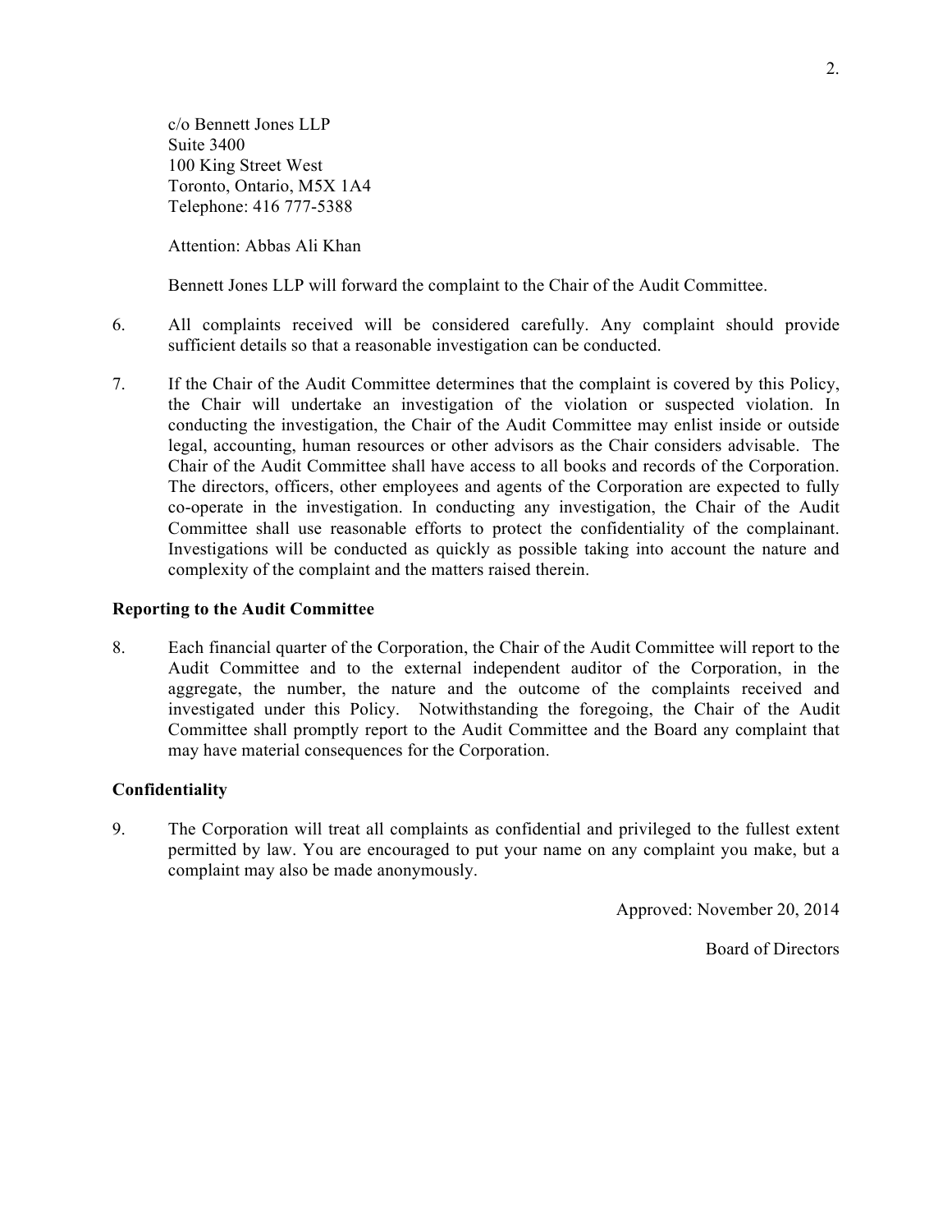c/o Bennett Jones LLP
Suite 3400
100 King Street West
Toronto, Ontario, M5X 1A4
Telephone: 416 777-5388

Attention: Abbas Ali Khan

Bennett Jones LLP will forward the complaint to the Chair of the Audit Committee.

6. All complaints received will be considered carefully. Any complaint should provide sufficient details so that a reasonable investigation can be conducted.

7. If the Chair of the Audit Committee determines that the complaint is covered by this Policy, the Chair will undertake an investigation of the violation or suspected violation. In conducting the investigation, the Chair of the Audit Committee may enlist inside or outside legal, accounting, human resources or other advisors as the Chair considers advisable. The Chair of the Audit Committee shall have access to all books and records of the Corporation. The directors, officers, other employees and agents of the Corporation are expected to fully co-operate in the investigation. In conducting any investigation, the Chair of the Audit Committee shall use reasonable efforts to protect the confidentiality of the complainant. Investigations will be conducted as quickly as possible taking into account the nature and complexity of the complaint and the matters raised therein.

**Reporting to the Audit Committee**

8. Each financial quarter of the Corporation, the Chair of the Audit Committee will report to the Audit Committee and to the external independent auditor of the Corporation, in the aggregate, the number, the nature and the outcome of the complaints received and investigated under this Policy. Notwithstanding the foregoing, the Chair of the Audit Committee shall promptly report to the Audit Committee and the Board any complaint that may have material consequences for the Corporation.

**Confidentiality**

9. The Corporation will treat all complaints as confidential and privileged to the fullest extent permitted by law. You are encouraged to put your name on any complaint you make, but a complaint may also be made anonymously.

Approved: November 20, 2014

Board of Directors